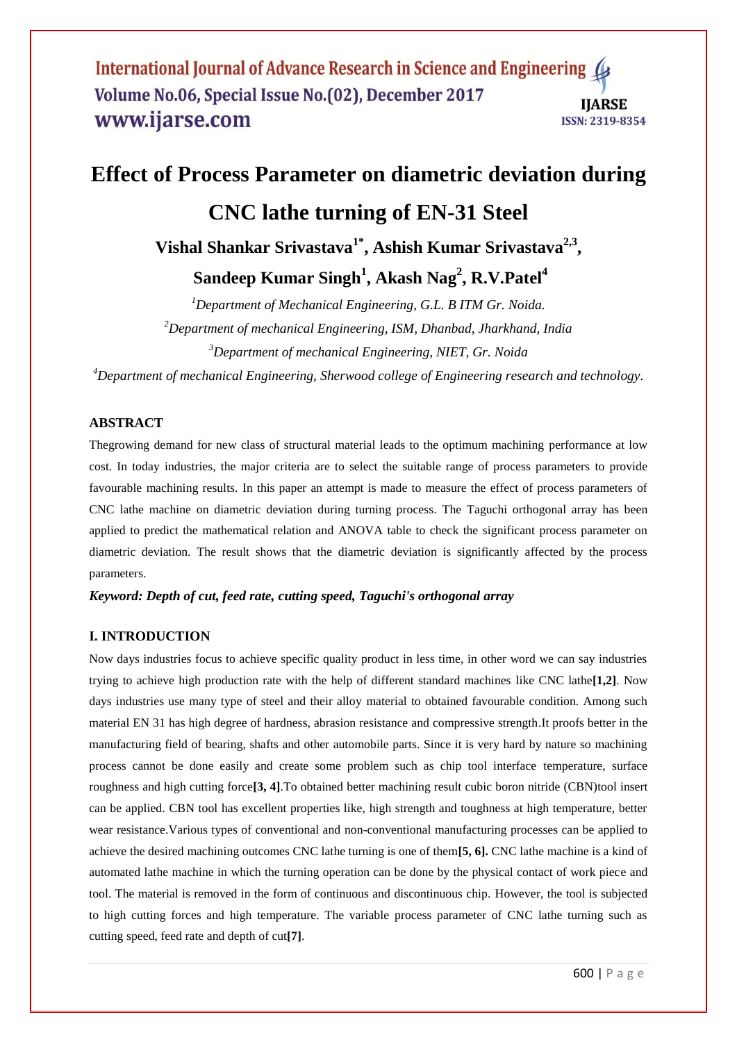# Effect of Process Parameter on diametric deviation during CNC lathe turning of EN-31 Steel

**Vishal Shankar Srivastava[1*], Ashish Kumar Srivastava[2,3], Sandeep Kumar Singh[1], Akash Nag[2], R.V.Patel[4]**

*[1]Department of Mechanical Engineering, G.L. B ITM Gr. Noida.*

*[2]Department of mechanical Engineering, ISM, Dhanbad, Jharkhand, India*

*[3]Department of mechanical Engineering, NIET, Gr. Noida*

*[4]Department of mechanical Engineering, Sherwood college of Engineering research and technology.*

## ABSTRACT

Thegrowing demand for new class of structural material leads to the optimum machining performance at low cost. In today industries, the major criteria are to select the suitable range of process parameters to provide favourable machining results. In this paper an attempt is made to measure the effect of process parameters of CNC lathe machine on diametric deviation during turning process. The Taguchi orthogonal array has been applied to predict the mathematical relation and ANOVA table to check the significant process parameter on diametric deviation. The result shows that the diametric deviation is significantly affected by the process parameters.

***Keyword: Depth of cut, feed rate, cutting speed, Taguchi's orthogonal array***

## I. INTRODUCTION

Now days industries focus to achieve specific quality product in less time, in other word we can say industries trying to achieve high production rate with the help of different standard machines like CNC lathe**[1,2]**. Now days industries use many type of steel and their alloy material to obtained favourable condition. Among such material EN 31 has high degree of hardness, abrasion resistance and compressive strength.It proofs better in the manufacturing field of bearing, shafts and other automobile parts. Since it is very hard by nature so machining process cannot be done easily and create some problem such as chip tool interface temperature, surface roughness and high cutting force**[3, 4]**.To obtained better machining result cubic boron nitride (CBN)tool insert can be applied. CBN tool has excellent properties like, high strength and toughness at high temperature, better wear resistance.Various types of conventional and non-conventional manufacturing processes can be applied to achieve the desired machining outcomes CNC lathe turning is one of them**[5, 6].** CNC lathe machine is a kind of automated lathe machine in which the turning operation can be done by the physical contact of work piece and tool. The material is removed in the form of continuous and discontinuous chip. However, the tool is subjected to high cutting forces and high temperature. The variable process parameter of CNC lathe turning such as cutting speed, feed rate and depth of cut**[7]**.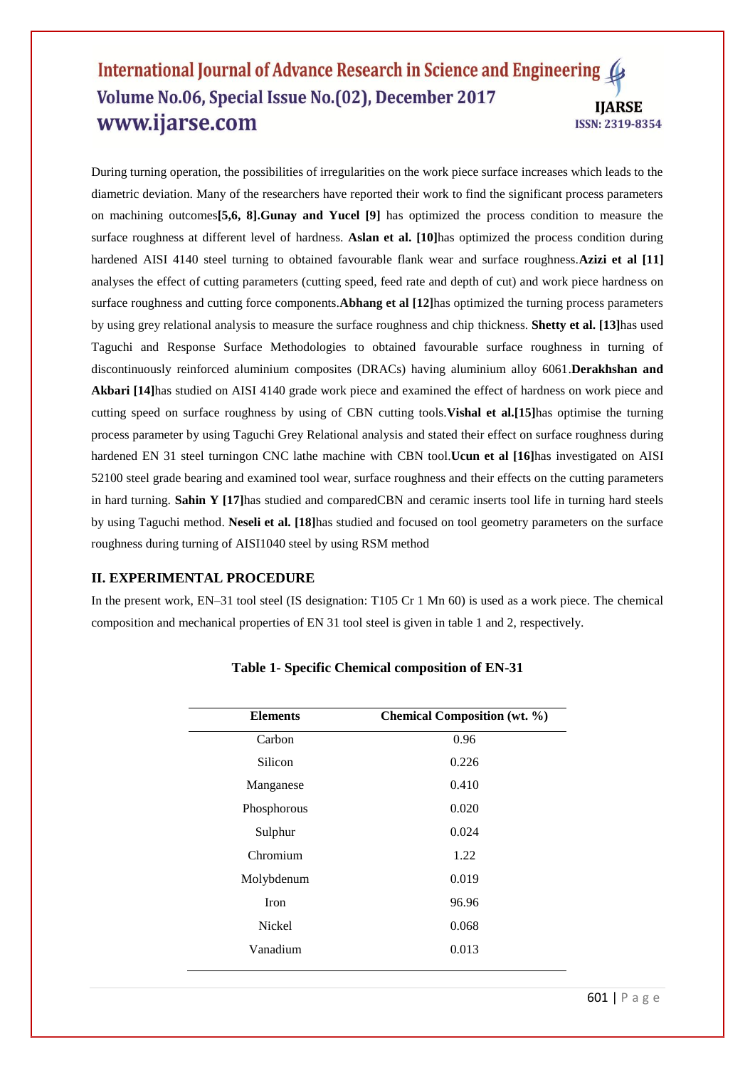During turning operation, the possibilities of irregularities on the work piece surface increases which leads to the diametric deviation. Many of the researchers have reported their work to find the significant process parameters on machining outcomes**[5,6, 8].Gunay and Yucel [9]** has optimized the process condition to measure the surface roughness at different level of hardness. **Aslan et al. [10]**has optimized the process condition during hardened AISI 4140 steel turning to obtained favourable flank wear and surface roughness.**Azizi et al [11]** analyses the effect of cutting parameters (cutting speed, feed rate and depth of cut) and work piece hardness on surface roughness and cutting force components.**Abhang et al [12]**has optimized the turning process parameters by using grey relational analysis to measure the surface roughness and chip thickness. **Shetty et al. [13]**has used Taguchi and Response Surface Methodologies to obtained favourable surface roughness in turning of discontinuously reinforced aluminium composites (DRACs) having aluminium alloy 6061.**Derakhshan and Akbari [14]**has studied on AISI 4140 grade work piece and examined the effect of hardness on work piece and cutting speed on surface roughness by using of CBN cutting tools.**Vishal et al.[15]**has optimise the turning process parameter by using Taguchi Grey Relational analysis and stated their effect on surface roughness during hardened EN 31 steel turningon CNC lathe machine with CBN tool.**Ucun et al [16]**has investigated on AISI 52100 steel grade bearing and examined tool wear, surface roughness and their effects on the cutting parameters in hard turning. **Sahin Y [17]**has studied and comparedCBN and ceramic inserts tool life in turning hard steels by using Taguchi method. **Neseli et al. [18]**has studied and focused on tool geometry parameters on the surface roughness during turning of AISI1040 steel by using RSM method

## II. EXPERIMENTAL PROCEDURE

In the present work, EN–31 tool steel (IS designation: T105 Cr 1 Mn 60) is used as a work piece. The chemical composition and mechanical properties of EN 31 tool steel is given in table 1 and 2, respectively.

**Table 1- Specific Chemical composition of EN-31**

| Elements | Chemical Composition (wt. %) |
|---|---|
| Carbon | 0.96 |
| Silicon | 0.226 |
| Manganese | 0.410 |
| Phosphorous | 0.020 |
| Sulphur | 0.024 |
| Chromium | 1.22 |
| Molybdenum | 0.019 |
| Iron | 96.96 |
| Nickel | 0.068 |
| Vanadium | 0.013 |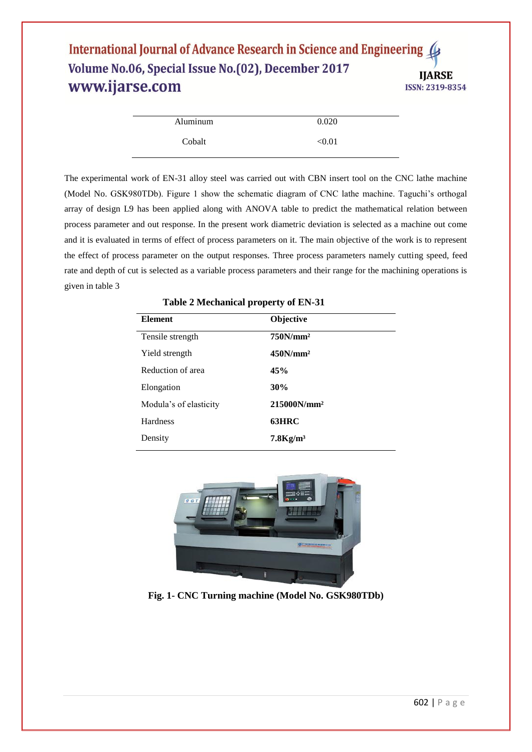| | |
|---|---|
| Aluminum | 0.020 |
| Cobalt | <0.01 |

The experimental work of EN-31 alloy steel was carried out with CBN insert tool on the CNC lathe machine (Model No. GSK980TDb). Figure 1 show the schematic diagram of CNC lathe machine. Taguchi's orthogal array of design L9 has been applied along with ANOVA table to predict the mathematical relation between process parameter and out response. In the present work diametric deviation is selected as a machine out come and it is evaluated in terms of effect of process parameters on it. The main objective of the work is to represent the effect of process parameter on the output responses. Three process parameters namely cutting speed, feed rate and depth of cut is selected as a variable process parameters and their range for the machining operations is given in table 3

**Table 2 Mechanical property of EN-31**

| **Element** | **Objective** |
|---|---|
| Tensile strength | **750N/mm²** |
| Yield strength | **450N/mm²** |
| Reduction of area | **45%** |
| Elongation | **30%** |
| Modula's of elasticity | **215000N/mm²** |
| Hardness | **63HRC** |
| Density | **7.8Kg/m³** |

**Fig. 1- CNC Turning machine (Model No. GSK980TDb)**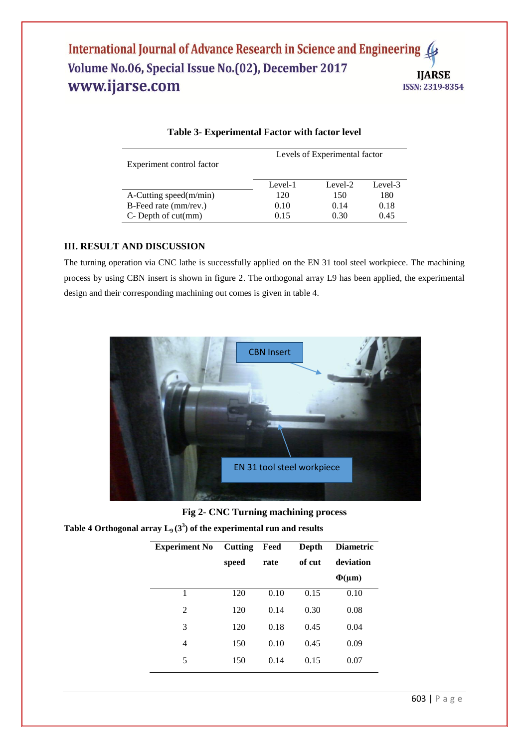**Table 3- Experimental Factor with factor level**

| Experiment control factor | Levels of Experimental factor | | |
|---|---|---|---|
| | Level-1 | Level-2 | Level-3 |
| A-Cutting speed(m/min) | 120 | 150 | 180 |
| B-Feed rate (mm/rev.) | 0.10 | 0.14 | 0.18 |
| C- Depth of cut(mm) | 0.15 | 0.30 | 0.45 |

## III. RESULT AND DISCUSSION

The turning operation via CNC lathe is successfully applied on the EN 31 tool steel workpiece. The machining process by using CBN insert is shown in figure 2. The orthogonal array L9 has been applied, the experimental design and their corresponding machining out comes is given in table 4.

**Fig 2- CNC Turning machining process**

**Table 4 Orthogonal array $L_9$ ($3^3$) of the experimental run and results**

| Experiment No | Cutting speed | Feed rate | Depth of cut | Diametric deviation Φ(μm) |
|---|---|---|---|---|
| 1 | 120 | 0.10 | 0.15 | 0.10 |
| 2 | 120 | 0.14 | 0.30 | 0.08 |
| 3 | 120 | 0.18 | 0.45 | 0.04 |
| 4 | 150 | 0.10 | 0.45 | 0.09 |
| 5 | 150 | 0.14 | 0.15 | 0.07 |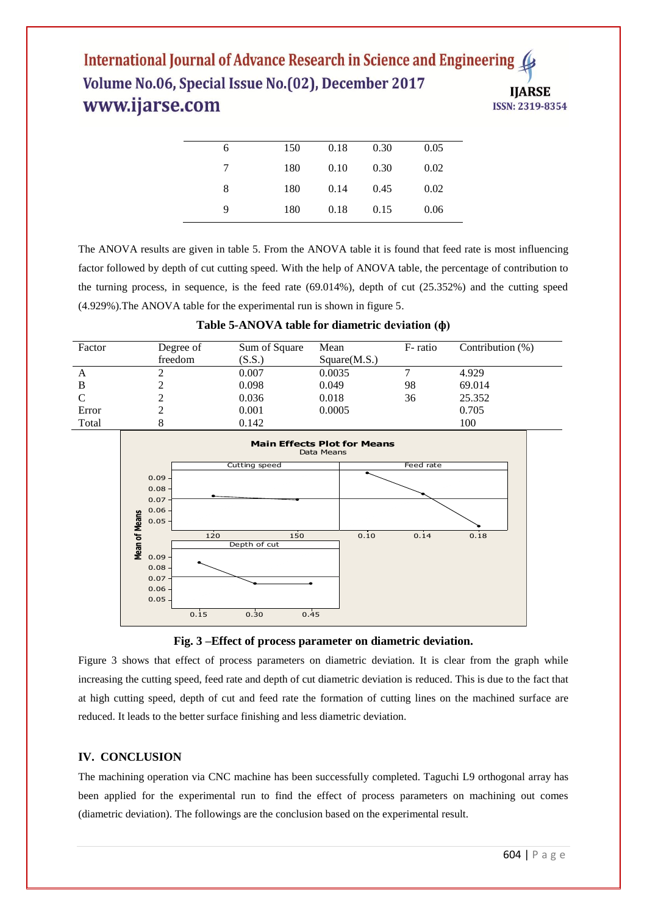| | | | | |
|---|---|---|---|---|
| 6 | 150 | 0.18 | 0.30 | 0.05 |
| 7 | 180 | 0.10 | 0.30 | 0.02 |
| 8 | 180 | 0.14 | 0.45 | 0.02 |
| 9 | 180 | 0.18 | 0.15 | 0.06 |

The ANOVA results are given in table 5. From the ANOVA table it is found that feed rate is most influencing factor followed by depth of cut cutting speed. With the help of ANOVA table, the percentage of contribution to the turning process, in sequence, is the feed rate (69.014%), depth of cut (25.352%) and the cutting speed (4.929%).The ANOVA table for the experimental run is shown in figure 5.

**Table 5-ANOVA table for diametric deviation (ϕ)**

| Factor | Degree of freedom | Sum of Square (S.S.) | Mean Square(M.S.) | F- ratio | Contribution (%) |
|---|---|---|---|---|---|
| A | 2 | 0.007 | 0.0035 | 7 | 4.929 |
| B | 2 | 0.098 | 0.049 | 98 | 69.014 |
| C | 2 | 0.036 | 0.018 | 36 | 25.352 |
| Error | 2 | 0.001 | 0.0005 | | 0.705 |
| Total | 8 | 0.142 | | | 100 |

**Fig. 3 –Effect of process parameter on diametric deviation.**

Figure 3 shows that effect of process parameters on diametric deviation. It is clear from the graph while increasing the cutting speed, feed rate and depth of cut diametric deviation is reduced. This is due to the fact that at high cutting speed, depth of cut and feed rate the formation of cutting lines on the machined surface are reduced. It leads to the better surface finishing and less diametric deviation.

## IV. CONCLUSION

The machining operation via CNC machine has been successfully completed. Taguchi L9 orthogonal array has been applied for the experimental run to find the effect of process parameters on machining out comes (diametric deviation). The followings are the conclusion based on the experimental result.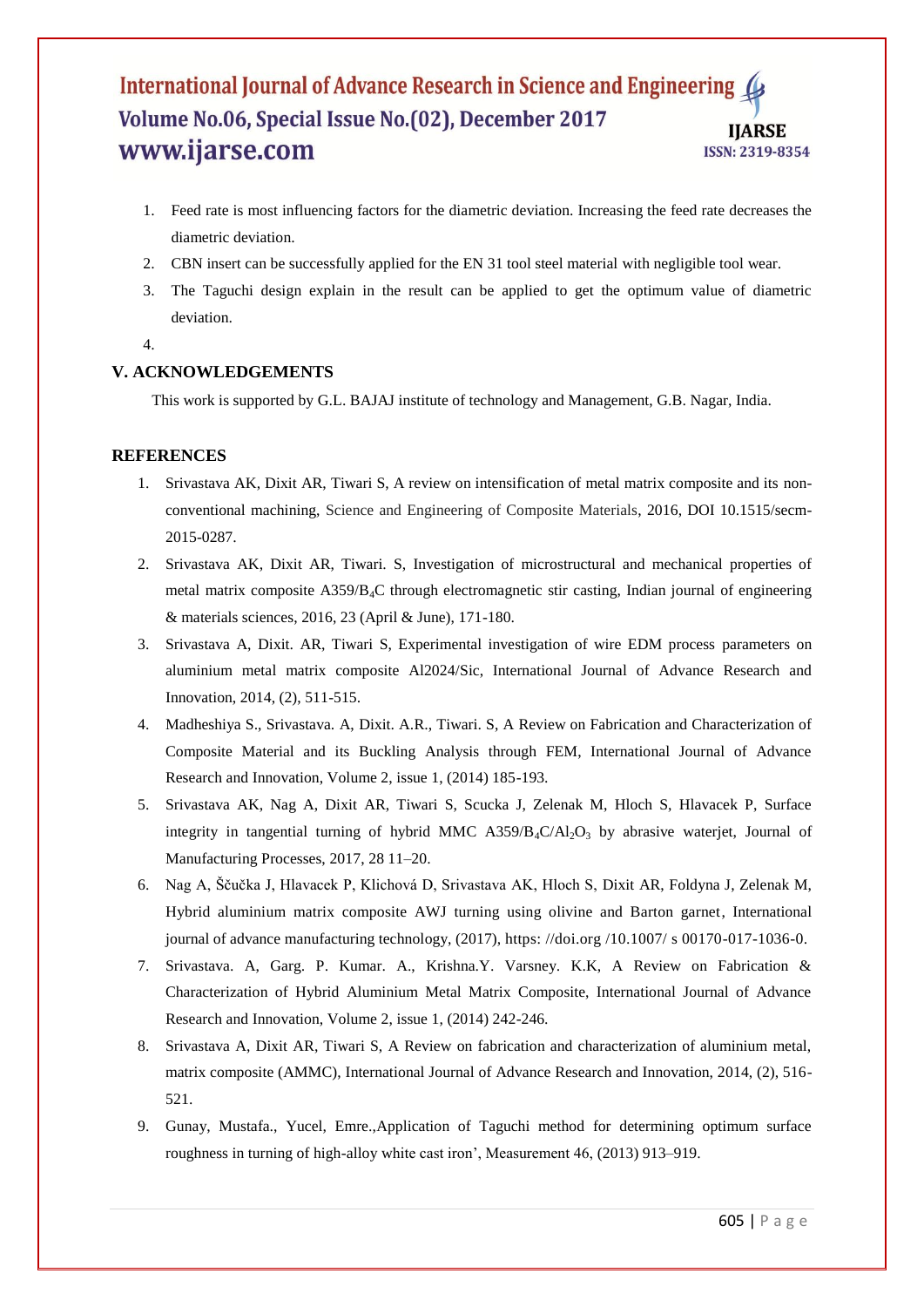1. Feed rate is most influencing factors for the diametric deviation. Increasing the feed rate decreases the diametric deviation.
2. CBN insert can be successfully applied for the EN 31 tool steel material with negligible tool wear.
3. The Taguchi design explain in the result can be applied to get the optimum value of diametric deviation.
4.

## V. ACKNOWLEDGEMENTS

This work is supported by G.L. BAJAJ institute of technology and Management, G.B. Nagar, India.

## REFERENCES

1. Srivastava AK, Dixit AR, Tiwari S, A review on intensification of metal matrix composite and its non-conventional machining, Science and Engineering of Composite Materials, 2016, DOI 10.1515/secm-2015-0287.
2. Srivastava AK, Dixit AR, Tiwari. S, Investigation of microstructural and mechanical properties of metal matrix composite A359/$B_4C$ through electromagnetic stir casting, Indian journal of engineering & materials sciences, 2016, 23 (April & June), 171-180.
3. Srivastava A, Dixit. AR, Tiwari S, Experimental investigation of wire EDM process parameters on aluminium metal matrix composite Al2024/Sic, International Journal of Advance Research and Innovation, 2014, (2), 511-515.
4. Madheshiya S., Srivastava. A, Dixit. A.R., Tiwari. S, A Review on Fabrication and Characterization of Composite Material and its Buckling Analysis through FEM, International Journal of Advance Research and Innovation, Volume 2, issue 1, (2014) 185-193.
5. Srivastava AK, Nag A, Dixit AR, Tiwari S, Scucka J, Zelenak M, Hloch S, Hlavacek P, Surface integrity in tangential turning of hybrid MMC A359/$B_4C$/$Al_2O_3$ by abrasive waterjet, Journal of Manufacturing Processes, 2017, 28 11–20.
6. Nag A, Ščučka J, Hlavacek P, Klichová D, Srivastava AK, Hloch S, Dixit AR, Foldyna J, Zelenak M, Hybrid aluminium matrix composite AWJ turning using olivine and Barton garnet, International journal of advance manufacturing technology, (2017), https: //doi.org /10.1007/ s 00170-017-1036-0.
7. Srivastava. A, Garg. P. Kumar. A., Krishna.Y. Varsney. K.K, A Review on Fabrication & Characterization of Hybrid Aluminium Metal Matrix Composite, International Journal of Advance Research and Innovation, Volume 2, issue 1, (2014) 242-246.
8. Srivastava A, Dixit AR, Tiwari S, A Review on fabrication and characterization of aluminium metal, matrix composite (AMMC), International Journal of Advance Research and Innovation, 2014, (2), 516-521.
9. Gunay, Mustafa., Yucel, Emre.,Application of Taguchi method for determining optimum surface roughness in turning of high-alloy white cast iron', Measurement 46, (2013) 913–919.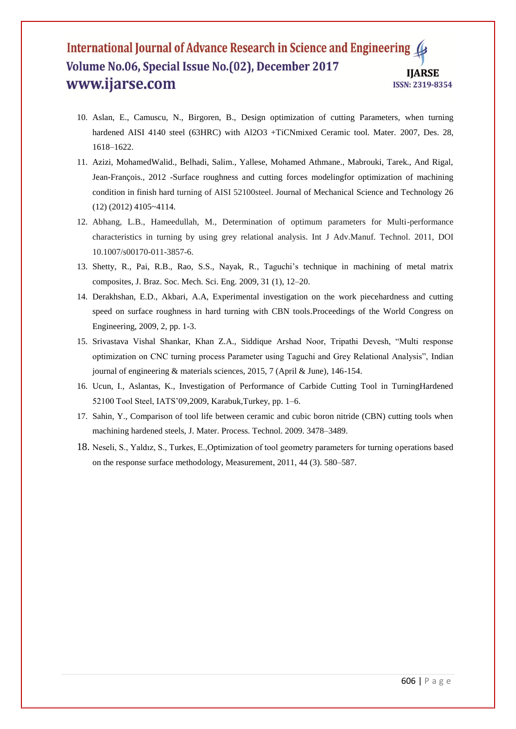10. Aslan, E., Camuscu, N., Birgoren, B., Design optimization of cutting Parameters, when turning hardened AISI 4140 steel (63HRC) with $Al_2O_3$ +TiCNmixed Ceramic tool. Mater. 2007, Des. 28, 1618–1622.
11. Azizi, MohamedWalid., Belhadi, Salim., Yallese, Mohamed Athmane., Mabrouki, Tarek., And Rigal, Jean-François., 2012 -Surface roughness and cutting forces modelingfor optimization of machining condition in finish hard turning of AISI 52100steel. Journal of Mechanical Science and Technology 26 (12) (2012) 4105~4114.
12. Abhang, L.B., Hameedullah, M., Determination of optimum parameters for Multi-performance characteristics in turning by using grey relational analysis. Int J Adv.Manuf. Technol. 2011, DOI 10.1007/s00170-011-3857-6.
13. Shetty, R., Pai, R.B., Rao, S.S., Nayak, R., Taguchi's technique in machining of metal matrix composites, J. Braz. Soc. Mech. Sci. Eng. 2009, 31 (1), 12–20.
14. Derakhshan, E.D., Akbari, A.A, Experimental investigation on the work piecehardness and cutting speed on surface roughness in hard turning with CBN tools.Proceedings of the World Congress on Engineering, 2009, 2, pp. 1-3.
15. Srivastava Vishal Shankar, Khan Z.A., Siddique Arshad Noor, Tripathi Devesh, "Multi response optimization on CNC turning process Parameter using Taguchi and Grey Relational Analysis", Indian journal of engineering & materials sciences, 2015, 7 (April & June), 146-154.
16. Ucun, I., Aslantas, K., Investigation of Performance of Carbide Cutting Tool in TurningHardened 52100 Tool Steel, IATS'09,2009, Karabuk,Turkey, pp. 1–6.
17. Sahin, Y., Comparison of tool life between ceramic and cubic boron nitride (CBN) cutting tools when machining hardened steels, J. Mater. Process. Technol. 2009. 3478–3489.
18. Neseli, S., Yaldız, S., Turkes, E.,Optimization of tool geometry parameters for turning operations based on the response surface methodology, Measurement, 2011, 44 (3). 580–587.